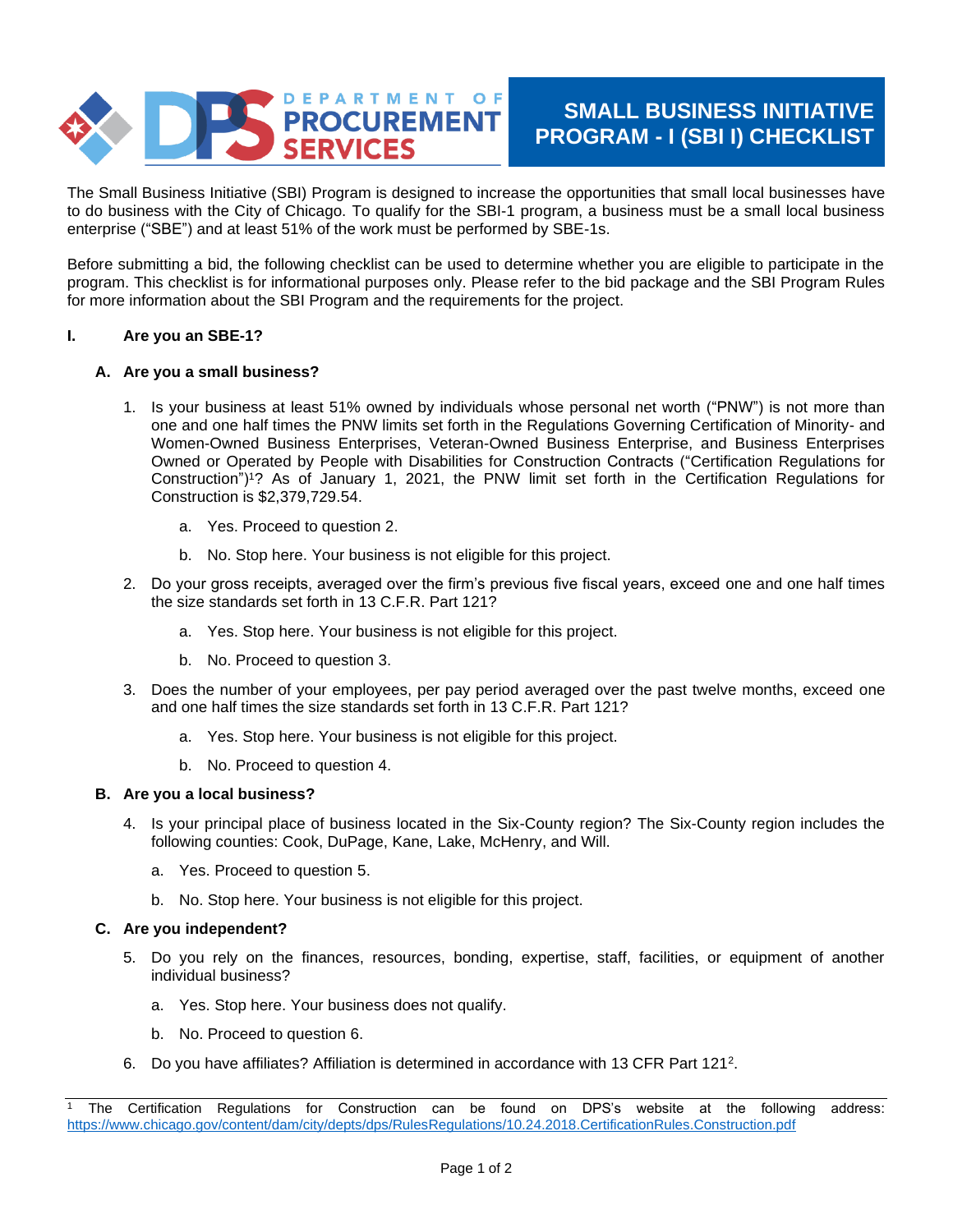# SMALL BUSINESS INITIATIVE PROGRAM - I (SBI I) CHECKLIST

DEPARTMENT OF PROCUREMENT SERVICES

The Small Business Initiative (SBI) Program is designed to increase the opportunities that small local businesses have to do business with the City of Chicago. To qualify for the SBI-1 program, a business must be a small local business enterprise ("SBE") and at least 51% of the work must be performed by SBE-1s.

Before submitting a bid, the following checklist can be used to determine whether you are eligible to participate in the program. This checklist is for informational purposes only. Please refer to the bid package and the SBI Program Rules for more information about the SBI Program and the requirements for the project.

## I. Are you an SBE-1?

### A. Are you a small business?

1. Is your business at least 51% owned by individuals whose personal net worth ("PNW") is not more than one and one half times the PNW limits set forth in the Regulations Governing Certification of Minority- and Women-Owned Business Enterprises, Veteran-Owned Business Enterprise, and Business Enterprises Owned or Operated by People with Disabilities for Construction Contracts ("Certification Regulations for Construction")[1]? As of January 1, 2021, the PNW limit set forth in the Certification Regulations for Construction is $2,379,729.54.
   a. Yes. Proceed to question 2.
   b. No. Stop here. Your business is not eligible for this project.
2. Do your gross receipts, averaged over the firm's previous five fiscal years, exceed one and one half times the size standards set forth in 13 C.F.R. Part 121?
   a. Yes. Stop here. Your business is not eligible for this project.
   b. No. Proceed to question 3.
3. Does the number of your employees, per pay period averaged over the past twelve months, exceed one and one half times the size standards set forth in 13 C.F.R. Part 121?
   a. Yes. Stop here. Your business is not eligible for this project.
   b. No. Proceed to question 4.

### B. Are you a local business?

4. Is your principal place of business located in the Six-County region? The Six-County region includes the following counties: Cook, DuPage, Kane, Lake, McHenry, and Will.
   a. Yes. Proceed to question 5.
   b. No. Stop here. Your business is not eligible for this project.

### C. Are you independent?

5. Do you rely on the finances, resources, bonding, expertise, staff, facilities, or equipment of another individual business?
   a. Yes. Stop here. Your business does not qualify.
   b. No. Proceed to question 6.
6. Do you have affiliates? Affiliation is determined in accordance with 13 CFR Part 121[2].

---

[1] The Certification Regulations for Construction can be found on DPS's website at the following address: https://www.chicago.gov/content/dam/city/depts/dps/RulesRegulations/10.24.2018.CertificationRules.Construction.pdf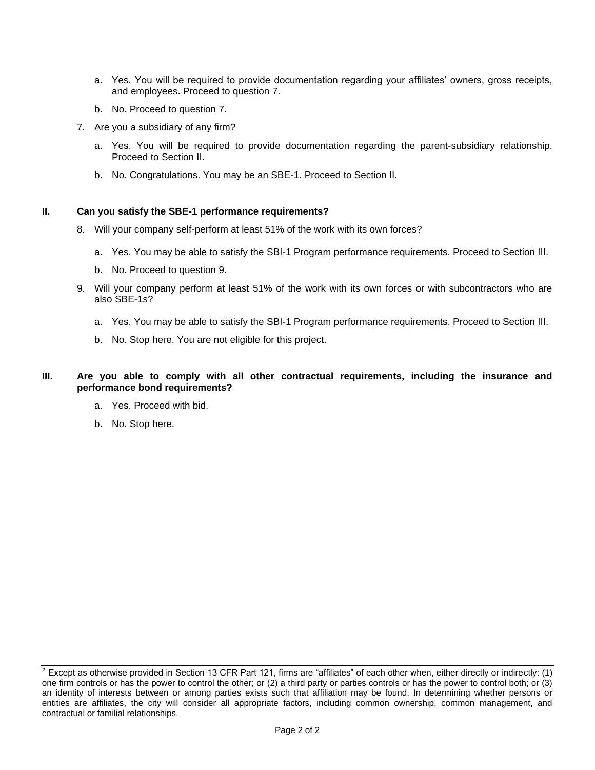a. Yes. You will be required to provide documentation regarding your affiliates' owners, gross receipts, and employees. Proceed to question 7.

   b. No. Proceed to question 7.

7. Are you a subsidiary of any firm?

   a. Yes. You will be required to provide documentation regarding the parent-subsidiary relationship. Proceed to Section II.

   b. No. Congratulations. You may be an SBE-1. Proceed to Section II.

## II. Can you satisfy the SBE-1 performance requirements?

8. Will your company self-perform at least 51% of the work with its own forces?

   a. Yes. You may be able to satisfy the SBI-1 Program performance requirements. Proceed to Section III.

   b. No. Proceed to question 9.

9. Will your company perform at least 51% of the work with its own forces or with subcontractors who are also SBE-1s?

   a. Yes. You may be able to satisfy the SBI-1 Program performance requirements. Proceed to Section III.

   b. No. Stop here. You are not eligible for this project.

## III. Are you able to comply with all other contractual requirements, including the insurance and performance bond requirements?

   a. Yes. Proceed with bid.

   b. No. Stop here.

---

[2] Except as otherwise provided in Section 13 CFR Part 121, firms are "affiliates" of each other when, either directly or indirectly: (1) one firm controls or has the power to control the other; or (2) a third party or parties controls or has the power to control both; or (3) an identity of interests between or among parties exists such that affiliation may be found. In determining whether persons or entities are affiliates, the city will consider all appropriate factors, including common ownership, common management, and contractual or familial relationships.